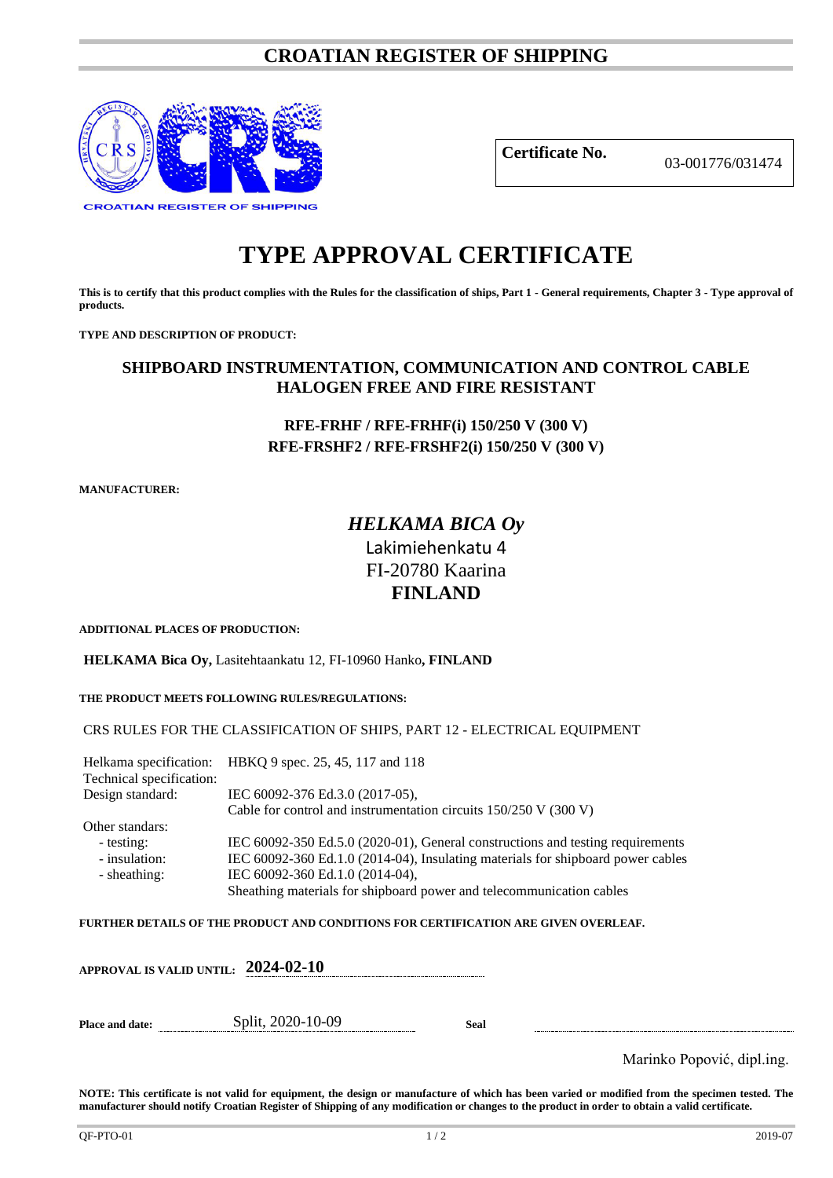# CROATIAN REGISTER OF SHIPPING

CROATIAN REGISTER OF SHIPPING

| **Certificate No.** | 03-001776/031474 |
|---|---|

# TYPE APPROVAL CERTIFICATE

**This is to certify that this product complies with the Rules for the classification of ships, Part 1 - General requirements, Chapter 3 - Type approval of products.**

**TYPE AND DESCRIPTION OF PRODUCT:**

## SHIPBOARD INSTRUMENTATION, COMMUNICATION AND CONTROL CABLE HALOGEN FREE AND FIRE RESISTANT

**RFE-FRHF / RFE-FRHF(i) 150/250 V (300 V)**
**RFE-FRSHF2 / RFE-FRSHF2(i) 150/250 V (300 V)**

**MANUFACTURER:**

***HELKAMA BICA Oy***
Lakimiehenkatu 4
FI-20780 Kaarina
**FINLAND**

**ADDITIONAL PLACES OF PRODUCTION:**

**HELKAMA Bica Oy,** Lasitehtaankatu 12, FI-10960 Hanko**, FINLAND**

**THE PRODUCT MEETS FOLLOWING RULES/REGULATIONS:**

CRS RULES FOR THE CLASSIFICATION OF SHIPS, PART 12 - ELECTRICAL EQUIPMENT

| | |
|---|---|
| Helkama specification: | HBKQ 9 spec. 25, 45, 117 and 118 |
| Technical specification: | |
| Design standard: | IEC 60092-376 Ed.3.0 (2017-05), Cable for control and instrumentation circuits 150/250 V (300 V) |
| Other standars: | |
| - testing: | IEC 60092-350 Ed.5.0 (2020-01), General constructions and testing requirements |
| - insulation: | IEC 60092-360 Ed.1.0 (2014-04), Insulating materials for shipboard power cables |
| - sheathing: | IEC 60092-360 Ed.1.0 (2014-04), Sheathing materials for shipboard power and telecommunication cables |

**FURTHER DETAILS OF THE PRODUCT AND CONDITIONS FOR CERTIFICATION ARE GIVEN OVERLEAF.**

**APPROVAL IS VALID UNTIL:** **2024-02-10**

**Place and date:** Split, 2020-10-09 **Seal**

Marinko Popović, dipl.ing.

**NOTE: This certificate is not valid for equipment, the design or manufacture of which has been varied or modified from the specimen tested. The manufacturer should notify Croatian Register of Shipping of any modification or changes to the product in order to obtain a valid certificate.**

QF-PTO-01 2019-07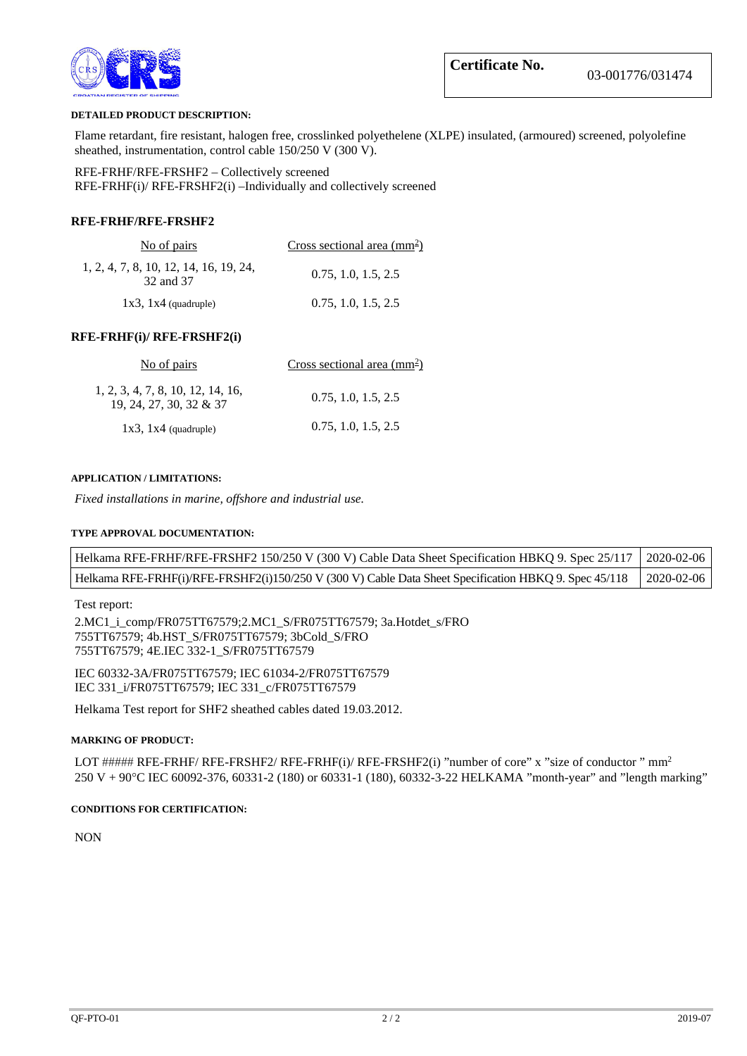**Certificate No.** 03-001776/031474

#### DETAILED PRODUCT DESCRIPTION:

Flame retardant, fire resistant, halogen free, crosslinked polyethelene (XLPE) insulated, (armoured) screened, polyolefine sheathed, instrumentation, control cable 150/250 V (300 V).

RFE-FRHF/RFE-FRSHF2 – Collectively screened
RFE-FRHF(i)/ RFE-FRSHF2(i) –Individually and collectively screened

### RFE-FRHF/RFE-FRSHF2

| No of pairs | Cross sectional area (mm$^2$) |
|---|---|
| 1, 2, 4, 7, 8, 10, 12, 14, 16, 19, 24, 32 and 37 | 0.75, 1.0, 1.5, 2.5 |
| 1x3, 1x4 (quadruple) | 0.75, 1.0, 1.5, 2.5 |

### RFE-FRHF(i)/ RFE-FRSHF2(i)

| No of pairs | Cross sectional area (mm$^2$) |
|---|---|
| 1, 2, 3, 4, 7, 8, 10, 12, 14, 16, 19, 24, 27, 30, 32 & 37 | 0.75, 1.0, 1.5, 2.5 |
| 1x3, 1x4 (quadruple) | 0.75, 1.0, 1.5, 2.5 |

#### APPLICATION / LIMITATIONS:

*Fixed installations in marine, offshore and industrial use.*

#### TYPE APPROVAL DOCUMENTATION:

| | |
|---|---|
| Helkama RFE-FRHF/RFE-FRSHF2 150/250 V (300 V) Cable Data Sheet Specification HBKQ 9. Spec 25/117 | 2020-02-06 |
| Helkama RFE-FRHF(i)/RFE-FRSHF2(i)150/250 V (300 V) Cable Data Sheet Specification HBKQ 9. Spec 45/118 | 2020-02-06 |

Test report:

2.MC1_i_comp/FR075TT67579;2.MC1_S/FR075TT67579; 3a.Hotdet_s/FRO 755TT67579; 4b.HST_S/FR075TT67579; 3bCold_S/FRO 755TT67579; 4E.IEC 332-1_S/FR075TT67579

IEC 60332-3A/FR075TT67579; IEC 61034-2/FR075TT67579
IEC 331_i/FR075TT67579; IEC 331_c/FR075TT67579

Helkama Test report for SHF2 sheathed cables dated 19.03.2012.

#### MARKING OF PRODUCT:

LOT ##### RFE-FRHF/ RFE-FRSHF2/ RFE-FRHF(i)/ RFE-FRSHF2(i) ”number of core” x ”size of conductor ” mm$^2$
250 V + 90°C IEC 60092-376, 60331-2 (180) or 60331-1 (180), 60332-3-22 HELKAMA ”month-year” and ”length marking”

#### CONDITIONS FOR CERTIFICATION:

NON

QF-PTO-01 2019-07